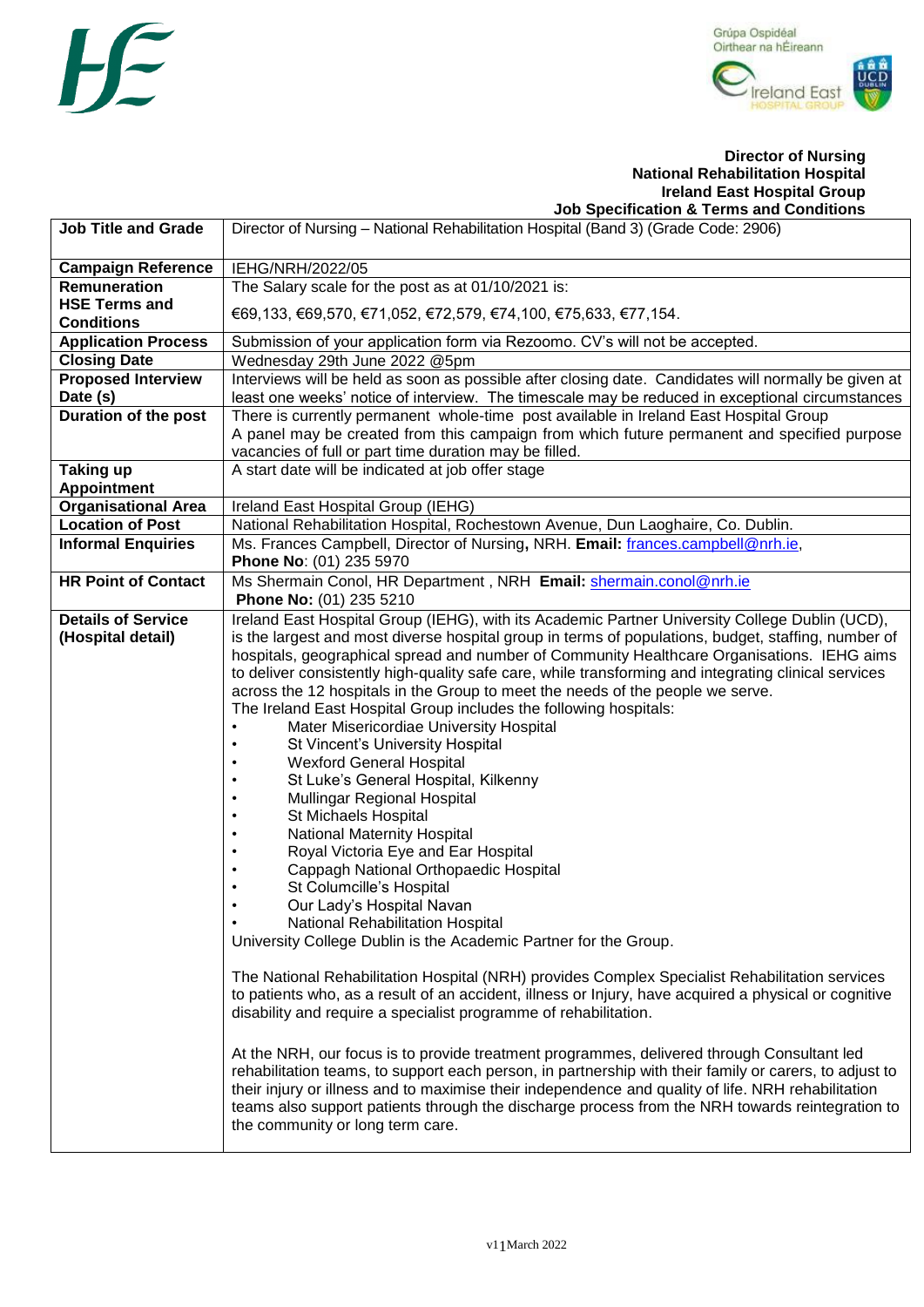**Director of Nursing**
**National Rehabilitation Hospital**
**Ireland East Hospital Group**
**Job Specification & Terms and Conditions**

| | |
|---|---|
| **Job Title and Grade** | Director of Nursing – National Rehabilitation Hospital (Band 3) (Grade Code: 2906) |
| **Campaign Reference** | IEHG/NRH/2022/05 |
| **Remuneration HSE Terms and Conditions** | The Salary scale for the post as at 01/10/2021 is:<br><br>€69,133, €69,570, €71,052, €72,579, €74,100, €75,633, €77,154. |
| **Application Process** | Submission of your application form via Rezoomo. CV's will not be accepted. |
| **Closing Date** | Wednesday 29th June 2022 @5pm |
| **Proposed Interview Date (s)** | Interviews will be held as soon as possible after closing date. Candidates will normally be given at least one weeks' notice of interview. The timescale may be reduced in exceptional circumstances |
| **Duration of the post** | There is currently permanent whole-time post available in Ireland East Hospital Group<br>A panel may be created from this campaign from which future permanent and specified purpose vacancies of full or part time duration may be filled. |
| **Taking up Appointment** | A start date will be indicated at job offer stage |
| **Organisational Area** | Ireland East Hospital Group (IEHG) |
| **Location of Post** | National Rehabilitation Hospital, Rochestown Avenue, Dun Laoghaire, Co. Dublin. |
| **Informal Enquiries** | Ms. Frances Campbell, Director of Nursing**,** NRH. **Email:** frances.campbell@nrh.ie,<br>**Phone No**: (01) 235 5970 |
| **HR Point of Contact** | Ms Shermain Conol, HR Department , NRH **Email:** shermain.conol@nrh.ie<br>**Phone No:** (01) 235 5210 |
| **Details of Service (Hospital detail)** | Ireland East Hospital Group (IEHG), with its Academic Partner University College Dublin (UCD), is the largest and most diverse hospital group in terms of populations, budget, staffing, number of hospitals, geographical spread and number of Community Healthcare Organisations. IEHG aims to deliver consistently high-quality safe care, while transforming and integrating clinical services across the 12 hospitals in the Group to meet the needs of the people we serve.<br>The Ireland East Hospital Group includes the following hospitals:<br>• Mater Misericordiae University Hospital<br>• St Vincent's University Hospital<br>• Wexford General Hospital<br>• St Luke's General Hospital, Kilkenny<br>• Mullingar Regional Hospital<br>• St Michaels Hospital<br>• National Maternity Hospital<br>• Royal Victoria Eye and Ear Hospital<br>• Cappagh National Orthopaedic Hospital<br>• St Columcille's Hospital<br>• Our Lady's Hospital Navan<br>• National Rehabilitation Hospital<br>University College Dublin is the Academic Partner for the Group.<br><br>The National Rehabilitation Hospital (NRH) provides Complex Specialist Rehabilitation services to patients who, as a result of an accident, illness or Injury, have acquired a physical or cognitive disability and require a specialist programme of rehabilitation.<br><br>At the NRH, our focus is to provide treatment programmes, delivered through Consultant led rehabilitation teams, to support each person, in partnership with their family or carers, to adjust to their injury or illness and to maximise their independence and quality of life. NRH rehabilitation teams also support patients through the discharge process from the NRH towards reintegration to the community or long term care. |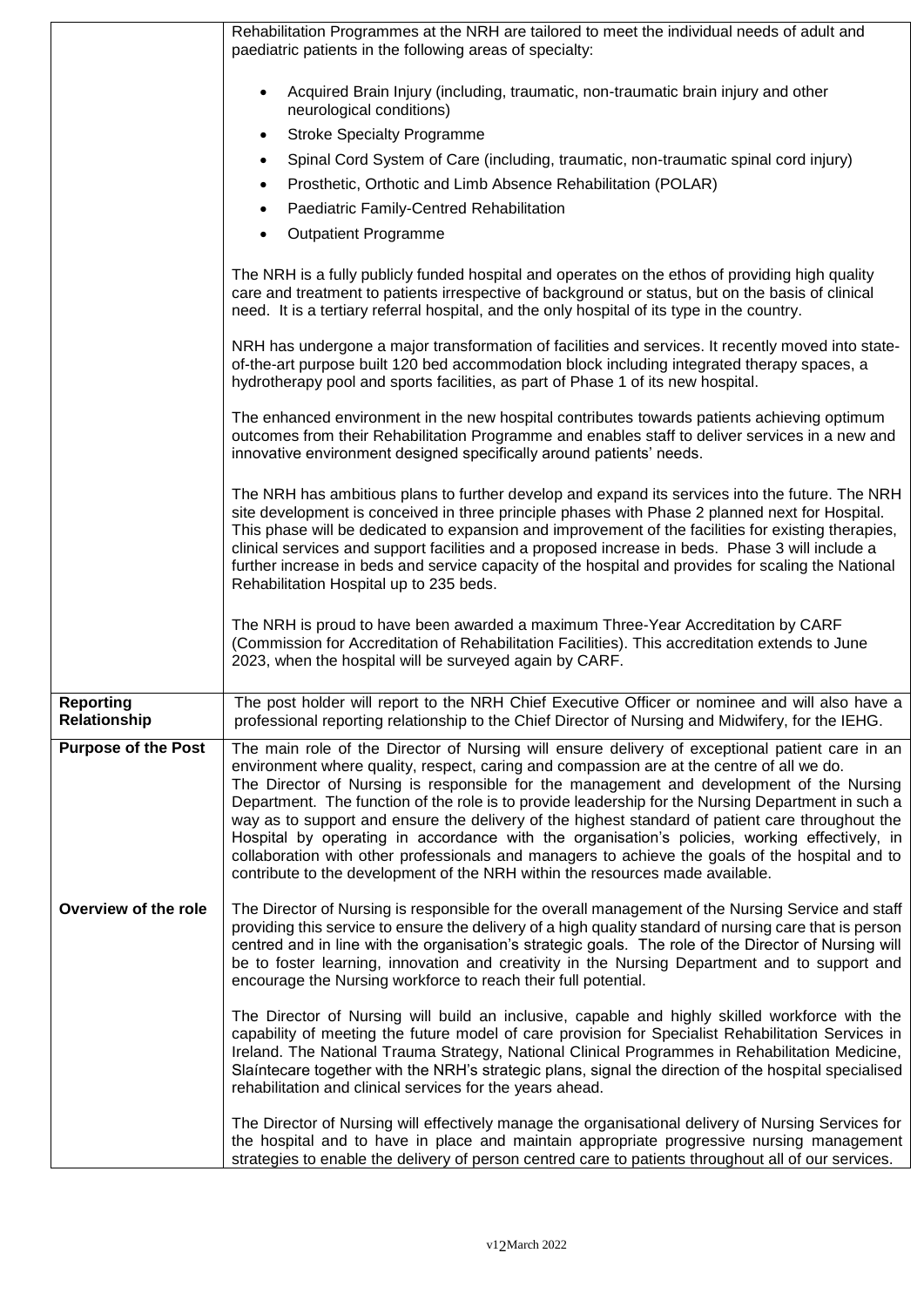| | |
|---|---|
| | Rehabilitation Programmes at the NRH are tailored to meet the individual needs of adult and paediatric patients in the following areas of specialty:<br><br>• Acquired Brain Injury (including, traumatic, non-traumatic brain injury and other neurological conditions)<br>• Stroke Specialty Programme<br>• Spinal Cord System of Care (including, traumatic, non-traumatic spinal cord injury)<br>• Prosthetic, Orthotic and Limb Absence Rehabilitation (POLAR)<br>• Paediatric Family-Centred Rehabilitation<br>• Outpatient Programme<br><br>The NRH is a fully publicly funded hospital and operates on the ethos of providing high quality care and treatment to patients irrespective of background or status, but on the basis of clinical need. It is a tertiary referral hospital, and the only hospital of its type in the country.<br><br>NRH has undergone a major transformation of facilities and services. It recently moved into state-of-the-art purpose built 120 bed accommodation block including integrated therapy spaces, a hydrotherapy pool and sports facilities, as part of Phase 1 of its new hospital.<br><br>The enhanced environment in the new hospital contributes towards patients achieving optimum outcomes from their Rehabilitation Programme and enables staff to deliver services in a new and innovative environment designed specifically around patients' needs.<br><br>The NRH has ambitious plans to further develop and expand its services into the future. The NRH site development is conceived in three principle phases with Phase 2 planned next for Hospital. This phase will be dedicated to expansion and improvement of the facilities for existing therapies, clinical services and support facilities and a proposed increase in beds. Phase 3 will include a further increase in beds and service capacity of the hospital and provides for scaling the National Rehabilitation Hospital up to 235 beds.<br><br>The NRH is proud to have been awarded a maximum Three-Year Accreditation by CARF (Commission for Accreditation of Rehabilitation Facilities). This accreditation extends to June 2023, when the hospital will be surveyed again by CARF. |
| **Reporting Relationship** | The post holder will report to the NRH Chief Executive Officer or nominee and will also have a professional reporting relationship to the Chief Director of Nursing and Midwifery, for the IEHG. |
| **Purpose of the Post**<br><br><br><br><br><br><br><br><br>**Overview of the role** | The main role of the Director of Nursing will ensure delivery of exceptional patient care in an environment where quality, respect, caring and compassion are at the centre of all we do.<br>The Director of Nursing is responsible for the management and development of the Nursing Department. The function of the role is to provide leadership for the Nursing Department in such a way as to support and ensure the delivery of the highest standard of patient care throughout the Hospital by operating in accordance with the organisation's policies, working effectively, in collaboration with other professionals and managers to achieve the goals of the hospital and to contribute to the development of the NRH within the resources made available.<br><br>The Director of Nursing is responsible for the overall management of the Nursing Service and staff providing this service to ensure the delivery of a high quality standard of nursing care that is person centred and in line with the organisation's strategic goals. The role of the Director of Nursing will be to foster learning, innovation and creativity in the Nursing Department and to support and encourage the Nursing workforce to reach their full potential.<br><br>The Director of Nursing will build an inclusive, capable and highly skilled workforce with the capability of meeting the future model of care provision for Specialist Rehabilitation Services in Ireland. The National Trauma Strategy, National Clinical Programmes in Rehabilitation Medicine, Slaíntecare together with the NRH's strategic plans, signal the direction of the hospital specialised rehabilitation and clinical services for the years ahead.<br><br>The Director of Nursing will effectively manage the organisational delivery of Nursing Services for the hospital and to have in place and maintain appropriate progressive nursing management strategies to enable the delivery of person centred care to patients throughout all of our services. |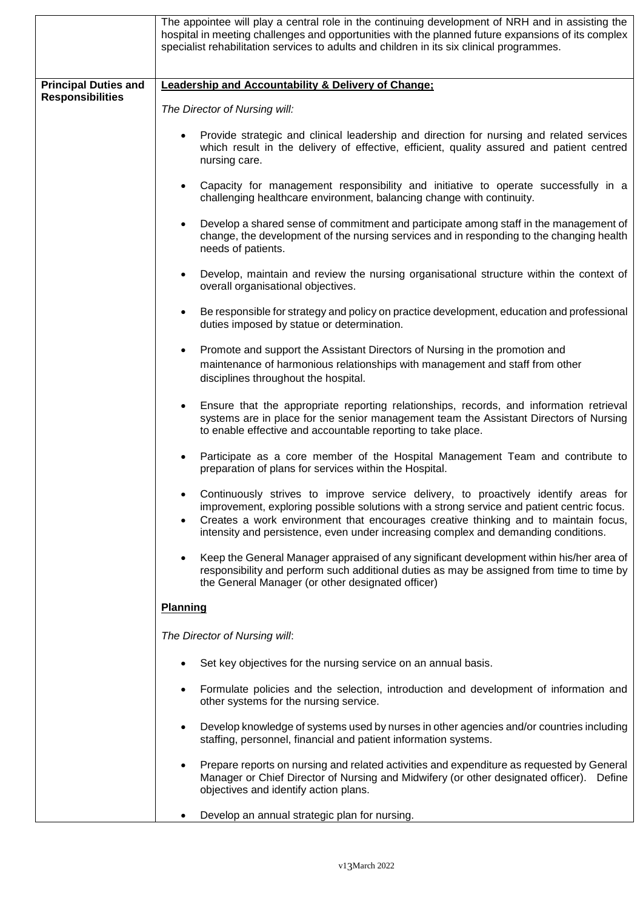| | |
|---|---|
| | The appointee will play a central role in the continuing development of NRH and in assisting the hospital in meeting challenges and opportunities with the planned future expansions of its complex specialist rehabilitation services to adults and children in its six clinical programmes. |
| **Principal Duties and Responsibilities** | **Leadership and Accountability & Delivery of Change;**<br><br>*The Director of Nursing will:*<br><br>• Provide strategic and clinical leadership and direction for nursing and related services which result in the delivery of effective, efficient, quality assured and patient centred nursing care.<br><br>• Capacity for management responsibility and initiative to operate successfully in a challenging healthcare environment, balancing change with continuity.<br><br>• Develop a shared sense of commitment and participate among staff in the management of change, the development of the nursing services and in responding to the changing health needs of patients.<br><br>• Develop, maintain and review the nursing organisational structure within the context of overall organisational objectives.<br><br>• Be responsible for strategy and policy on practice development, education and professional duties imposed by statue or determination.<br><br>• Promote and support the Assistant Directors of Nursing in the promotion and maintenance of harmonious relationships with management and staff from other disciplines throughout the hospital.<br><br>• Ensure that the appropriate reporting relationships, records, and information retrieval systems are in place for the senior management team the Assistant Directors of Nursing to enable effective and accountable reporting to take place.<br><br>• Participate as a core member of the Hospital Management Team and contribute to preparation of plans for services within the Hospital.<br><br>• Continuously strives to improve service delivery, to proactively identify areas for improvement, exploring possible solutions with a strong service and patient centric focus.<br>• Creates a work environment that encourages creative thinking and to maintain focus, intensity and persistence, even under increasing complex and demanding conditions.<br><br>• Keep the General Manager appraised of any significant development within his/her area of responsibility and perform such additional duties as may be assigned from time to time by the General Manager (or other designated officer)<br><br>**Planning**<br><br>*The Director of Nursing will*:<br><br>• Set key objectives for the nursing service on an annual basis.<br><br>• Formulate policies and the selection, introduction and development of information and other systems for the nursing service.<br><br>• Develop knowledge of systems used by nurses in other agencies and/or countries including staffing, personnel, financial and patient information systems.<br><br>• Prepare reports on nursing and related activities and expenditure as requested by General Manager or Chief Director of Nursing and Midwifery (or other designated officer). Define objectives and identify action plans.<br><br>• Develop an annual strategic plan for nursing. |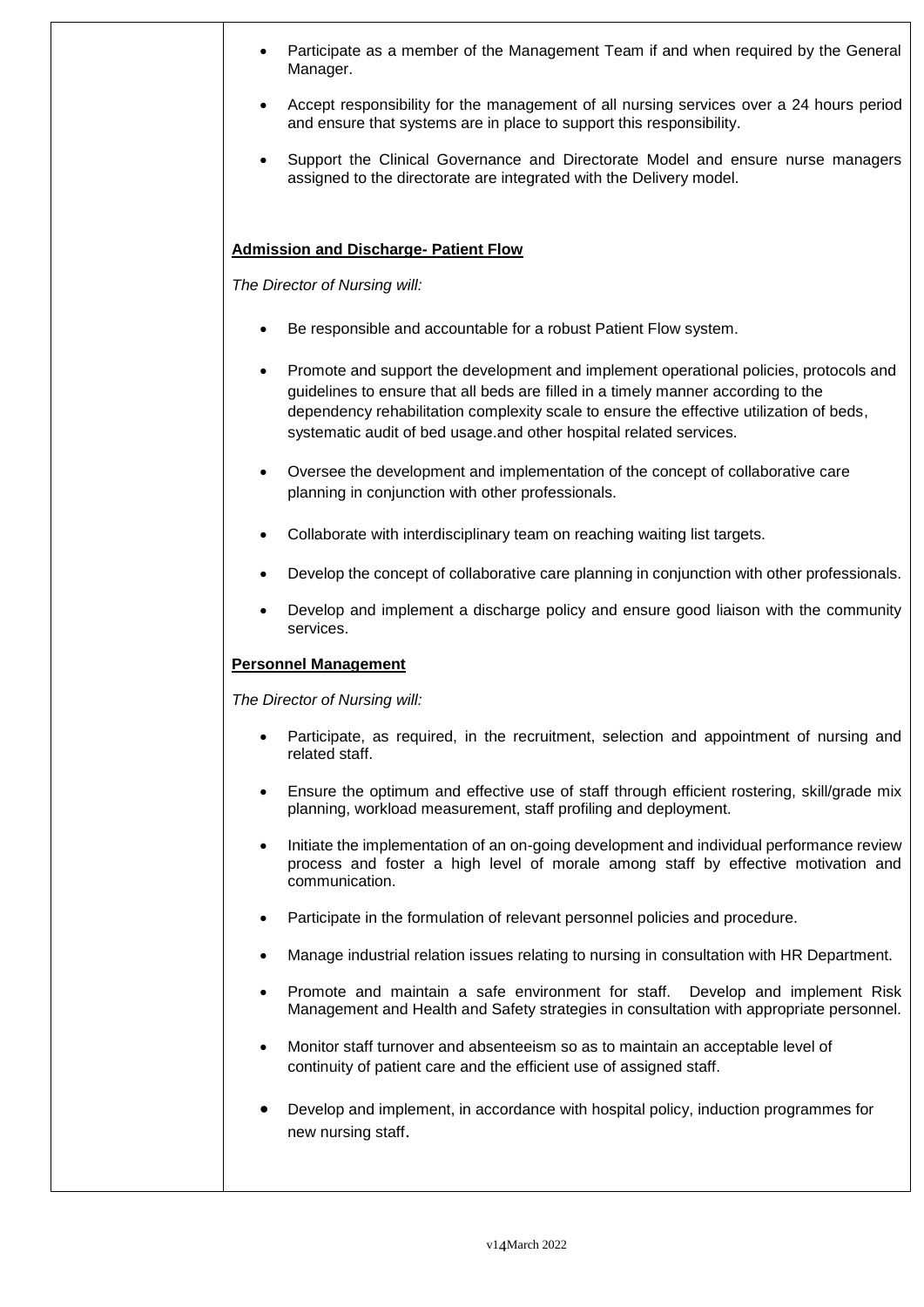- Participate as a member of the Management Team if and when required by the General Manager.
- Accept responsibility for the management of all nursing services over a 24 hours period and ensure that systems are in place to support this responsibility.
- Support the Clinical Governance and Directorate Model and ensure nurse managers assigned to the directorate are integrated with the Delivery model.

**Admission and Discharge- Patient Flow**

*The Director of Nursing will:*

- Be responsible and accountable for a robust Patient Flow system.
- Promote and support the development and implement operational policies, protocols and guidelines to ensure that all beds are filled in a timely manner according to the dependency rehabilitation complexity scale to ensure the effective utilization of beds, systematic audit of bed usage.and other hospital related services.
- Oversee the development and implementation of the concept of collaborative care planning in conjunction with other professionals.
- Collaborate with interdisciplinary team on reaching waiting list targets.
- Develop the concept of collaborative care planning in conjunction with other professionals.
- Develop and implement a discharge policy and ensure good liaison with the community services.

**Personnel Management**

*The Director of Nursing will:*

- Participate, as required, in the recruitment, selection and appointment of nursing and related staff.
- Ensure the optimum and effective use of staff through efficient rostering, skill/grade mix planning, workload measurement, staff profiling and deployment.
- Initiate the implementation of an on-going development and individual performance review process and foster a high level of morale among staff by effective motivation and communication.
- Participate in the formulation of relevant personnel policies and procedure.
- Manage industrial relation issues relating to nursing in consultation with HR Department.
- Promote and maintain a safe environment for staff. Develop and implement Risk Management and Health and Safety strategies in consultation with appropriate personnel.
- Monitor staff turnover and absenteeism so as to maintain an acceptable level of continuity of patient care and the efficient use of assigned staff.
- Develop and implement, in accordance with hospital policy, induction programmes for new nursing staff.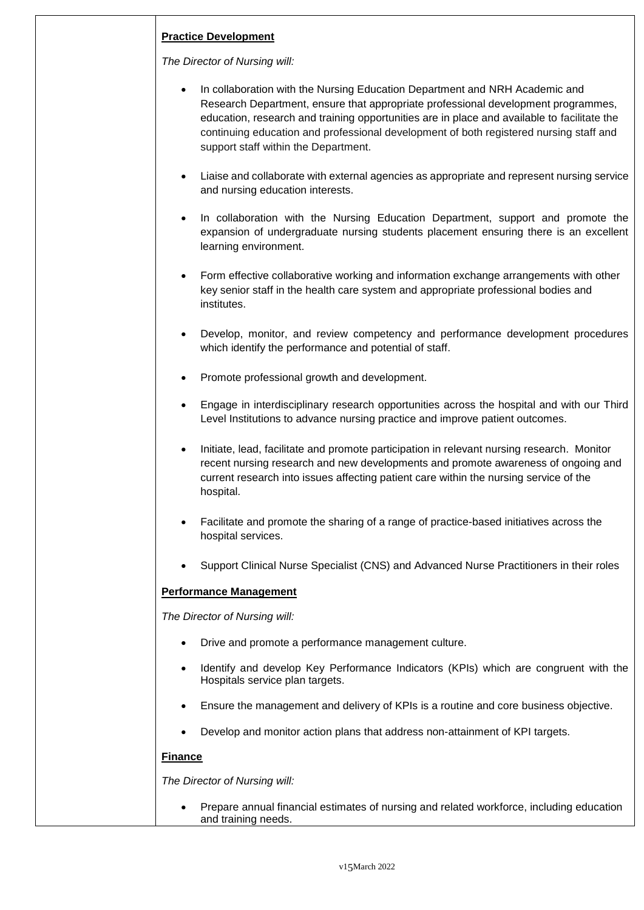**Practice Development**

*The Director of Nursing will:*

- In collaboration with the Nursing Education Department and NRH Academic and Research Department, ensure that appropriate professional development programmes, education, research and training opportunities are in place and available to facilitate the continuing education and professional development of both registered nursing staff and support staff within the Department.
- Liaise and collaborate with external agencies as appropriate and represent nursing service and nursing education interests.
- In collaboration with the Nursing Education Department, support and promote the expansion of undergraduate nursing students placement ensuring there is an excellent learning environment.
- Form effective collaborative working and information exchange arrangements with other key senior staff in the health care system and appropriate professional bodies and institutes.
- Develop, monitor, and review competency and performance development procedures which identify the performance and potential of staff.
- Promote professional growth and development.
- Engage in interdisciplinary research opportunities across the hospital and with our Third Level Institutions to advance nursing practice and improve patient outcomes.
- Initiate, lead, facilitate and promote participation in relevant nursing research. Monitor recent nursing research and new developments and promote awareness of ongoing and current research into issues affecting patient care within the nursing service of the hospital.
- Facilitate and promote the sharing of a range of practice-based initiatives across the hospital services.
- Support Clinical Nurse Specialist (CNS) and Advanced Nurse Practitioners in their roles

**Performance Management**

*The Director of Nursing will:*

- Drive and promote a performance management culture.
- Identify and develop Key Performance Indicators (KPIs) which are congruent with the Hospitals service plan targets.
- Ensure the management and delivery of KPIs is a routine and core business objective.
- Develop and monitor action plans that address non-attainment of KPI targets.

**Finance**

*The Director of Nursing will:*

- Prepare annual financial estimates of nursing and related workforce, including education and training needs.

v15March 2022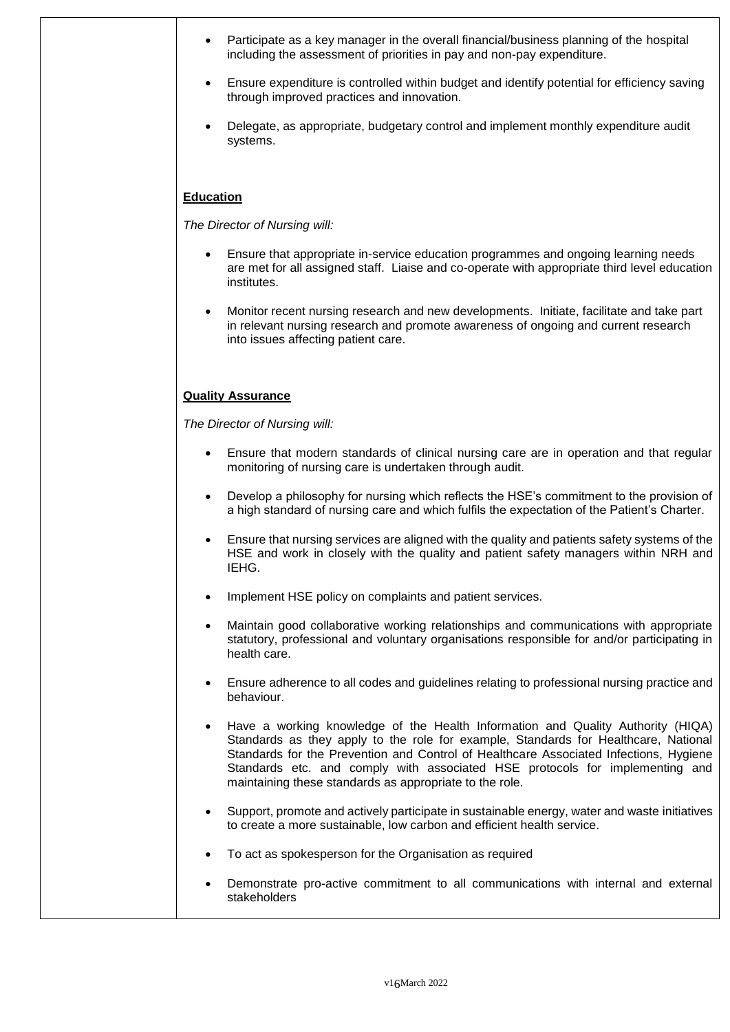- Participate as a key manager in the overall financial/business planning of the hospital including the assessment of priorities in pay and non-pay expenditure.
- Ensure expenditure is controlled within budget and identify potential for efficiency saving through improved practices and innovation.
- Delegate, as appropriate, budgetary control and implement monthly expenditure audit systems.

**Education**

*The Director of Nursing will:*

- Ensure that appropriate in-service education programmes and ongoing learning needs are met for all assigned staff. Liaise and co-operate with appropriate third level education institutes.
- Monitor recent nursing research and new developments. Initiate, facilitate and take part in relevant nursing research and promote awareness of ongoing and current research into issues affecting patient care.

**Quality Assurance**

*The Director of Nursing will:*

- Ensure that modern standards of clinical nursing care are in operation and that regular monitoring of nursing care is undertaken through audit.
- Develop a philosophy for nursing which reflects the HSE's commitment to the provision of a high standard of nursing care and which fulfils the expectation of the Patient's Charter.
- Ensure that nursing services are aligned with the quality and patients safety systems of the HSE and work in closely with the quality and patient safety managers within NRH and IEHG.
- Implement HSE policy on complaints and patient services.
- Maintain good collaborative working relationships and communications with appropriate statutory, professional and voluntary organisations responsible for and/or participating in health care.
- Ensure adherence to all codes and guidelines relating to professional nursing practice and behaviour.
- Have a working knowledge of the Health Information and Quality Authority (HIQA) Standards as they apply to the role for example, Standards for Healthcare, National Standards for the Prevention and Control of Healthcare Associated Infections, Hygiene Standards etc. and comply with associated HSE protocols for implementing and maintaining these standards as appropriate to the role.
- Support, promote and actively participate in sustainable energy, water and waste initiatives to create a more sustainable, low carbon and efficient health service.
- To act as spokesperson for the Organisation as required
- Demonstrate pro-active commitment to all communications with internal and external stakeholders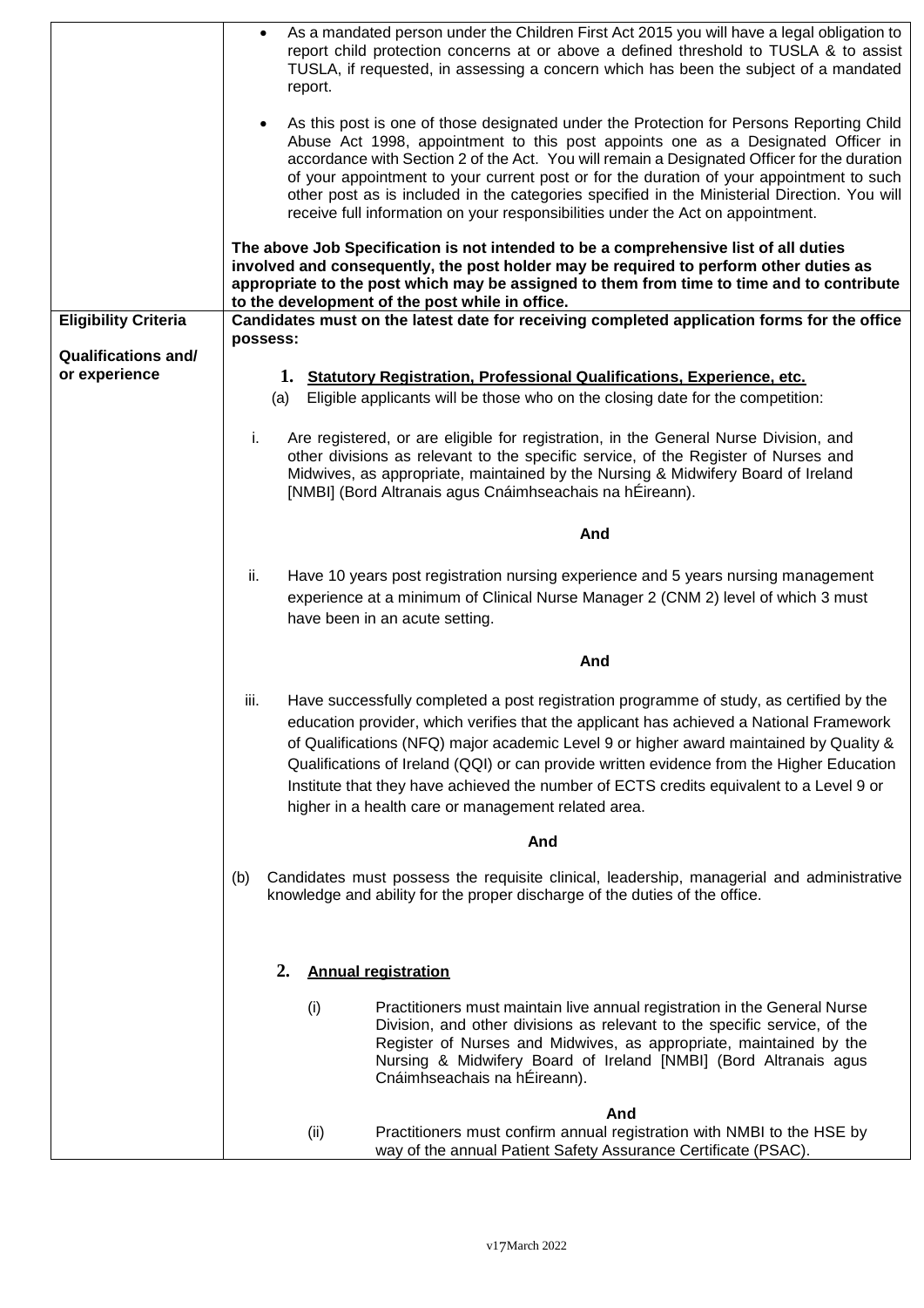| | |
|---|---|
| | • As a mandated person under the Children First Act 2015 you will have a legal obligation to report child protection concerns at or above a defined threshold to TUSLA & to assist TUSLA, if requested, in assessing a concern which has been the subject of a mandated report.<br><br>• As this post is one of those designated under the Protection for Persons Reporting Child Abuse Act 1998, appointment to this post appoints one as a Designated Officer in accordance with Section 2 of the Act. You will remain a Designated Officer for the duration of your appointment to your current post or for the duration of your appointment to such other post as is included in the categories specified in the Ministerial Direction. You will receive full information on your responsibilities under the Act on appointment.<br><br>**The above Job Specification is not intended to be a comprehensive list of all duties involved and consequently, the post holder may be required to perform other duties as appropriate to the post which may be assigned to them from time to time and to contribute to the development of the post while in office.** |
| **Eligibility Criteria**<br><br>**Qualifications and/ or experience** | **Candidates must on the latest date for receiving completed application forms for the office possess:**<br><br>**1. <u>Statutory Registration, Professional Qualifications, Experience, etc.</u>**<br>(a) Eligible applicants will be those who on the closing date for the competition:<br><br>i. Are registered, or are eligible for registration, in the General Nurse Division, and other divisions as relevant to the specific service, of the Register of Nurses and Midwives, as appropriate, maintained by the Nursing & Midwifery Board of Ireland [NMBI] (Bord Altranais agus Cnáimhseachais na hÉireann).<br><br>**And**<br><br>ii. Have 10 years post registration nursing experience and 5 years nursing management experience at a minimum of Clinical Nurse Manager 2 (CNM 2) level of which 3 must have been in an acute setting.<br><br>**And**<br><br>iii. Have successfully completed a post registration programme of study, as certified by the education provider, which verifies that the applicant has achieved a National Framework of Qualifications (NFQ) major academic Level 9 or higher award maintained by Quality & Qualifications of Ireland (QQI) or can provide written evidence from the Higher Education Institute that they have achieved the number of ECTS credits equivalent to a Level 9 or higher in a health care or management related area.<br><br>**And**<br><br>(b) Candidates must possess the requisite clinical, leadership, managerial and administrative knowledge and ability for the proper discharge of the duties of the office.<br><br>**2. <u>Annual registration</u>**<br><br>(i) Practitioners must maintain live annual registration in the General Nurse Division, and other divisions as relevant to the specific service, of the Register of Nurses and Midwives, as appropriate, maintained by the Nursing & Midwifery Board of Ireland [NMBI] (Bord Altranais agus Cnáimhseachais na hÉireann).<br><br>**And**<br>(ii) Practitioners must confirm annual registration with NMBI to the HSE by way of the annual Patient Safety Assurance Certificate (PSAC). |

v17March 2022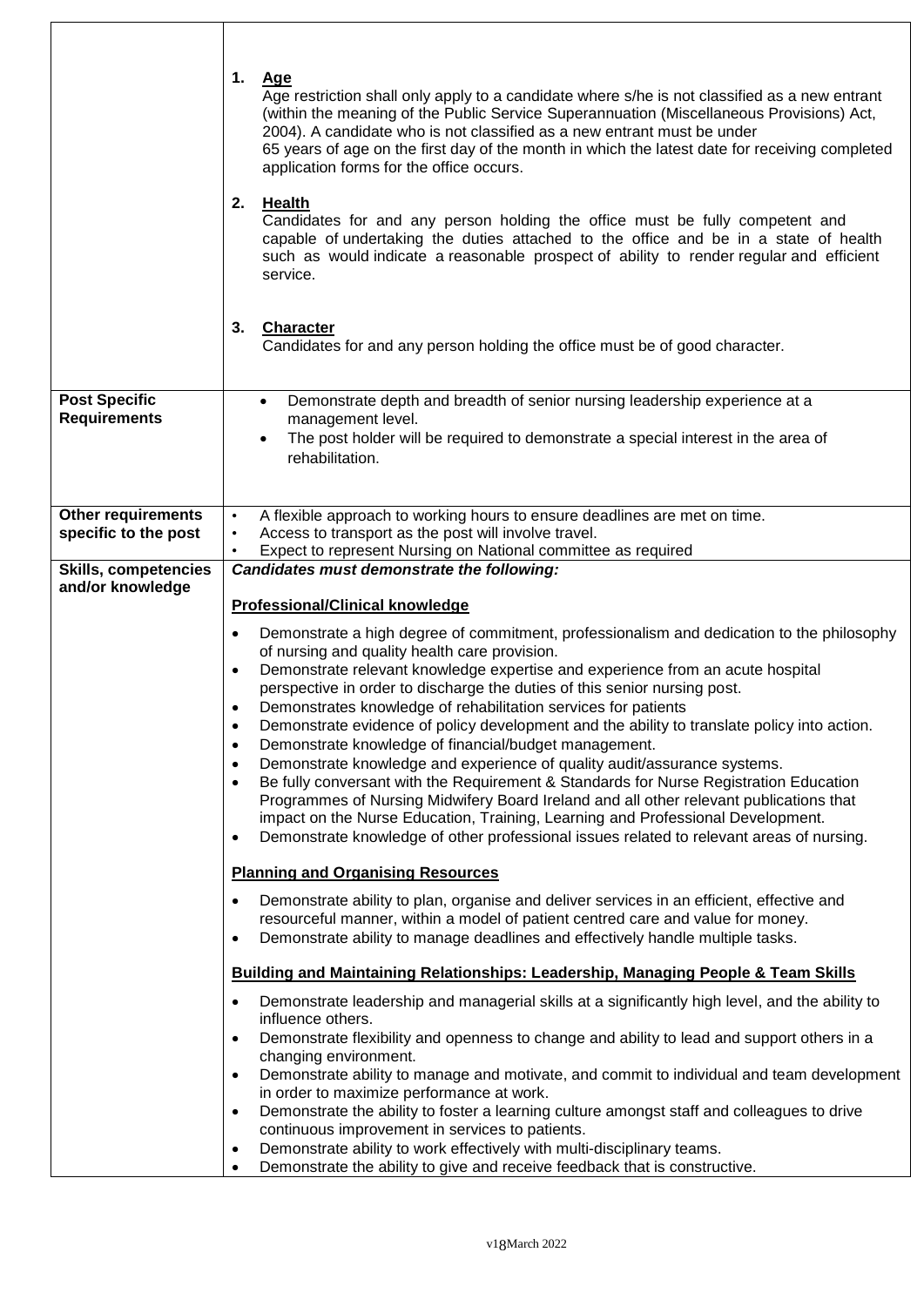| | |
|---|---|
| | **1. Age**<br>Age restriction shall only apply to a candidate where s/he is not classified as a new entrant (within the meaning of the Public Service Superannuation (Miscellaneous Provisions) Act, 2004). A candidate who is not classified as a new entrant must be under 65 years of age on the first day of the month in which the latest date for receiving completed application forms for the office occurs.<br><br>**2. Health**<br>Candidates for and any person holding the office must be fully competent and capable of undertaking the duties attached to the office and be in a state of health such as would indicate a reasonable prospect of ability to render regular and efficient service.<br><br>**3. Character**<br>Candidates for and any person holding the office must be of good character. |
| **Post Specific Requirements** | • Demonstrate depth and breadth of senior nursing leadership experience at a management level.<br>• The post holder will be required to demonstrate a special interest in the area of rehabilitation. |
| **Other requirements specific to the post** | • A flexible approach to working hours to ensure deadlines are met on time.<br>• Access to transport as the post will involve travel.<br>• Expect to represent Nursing on National committee as required |
| **Skills, competencies and/or knowledge** | ***Candidates must demonstrate the following:***<br><br>**Professional/Clinical knowledge**<br><br>• Demonstrate a high degree of commitment, professionalism and dedication to the philosophy of nursing and quality health care provision.<br>• Demonstrate relevant knowledge expertise and experience from an acute hospital perspective in order to discharge the duties of this senior nursing post.<br>• Demonstrates knowledge of rehabilitation services for patients<br>• Demonstrate evidence of policy development and the ability to translate policy into action.<br>• Demonstrate knowledge of financial/budget management.<br>• Demonstrate knowledge and experience of quality audit/assurance systems.<br>• Be fully conversant with the Requirement & Standards for Nurse Registration Education Programmes of Nursing Midwifery Board Ireland and all other relevant publications that impact on the Nurse Education, Training, Learning and Professional Development.<br>• Demonstrate knowledge of other professional issues related to relevant areas of nursing.<br><br>**Planning and Organising Resources**<br><br>• Demonstrate ability to plan, organise and deliver services in an efficient, effective and resourceful manner, within a model of patient centred care and value for money.<br>• Demonstrate ability to manage deadlines and effectively handle multiple tasks.<br><br>**Building and Maintaining Relationships: Leadership, Managing People & Team Skills**<br><br>• Demonstrate leadership and managerial skills at a significantly high level, and the ability to influence others.<br>• Demonstrate flexibility and openness to change and ability to lead and support others in a changing environment.<br>• Demonstrate ability to manage and motivate, and commit to individual and team development in order to maximize performance at work.<br>• Demonstrate the ability to foster a learning culture amongst staff and colleagues to drive continuous improvement in services to patients.<br>• Demonstrate ability to work effectively with multi-disciplinary teams.<br>• Demonstrate the ability to give and receive feedback that is constructive. |

v1 March 2022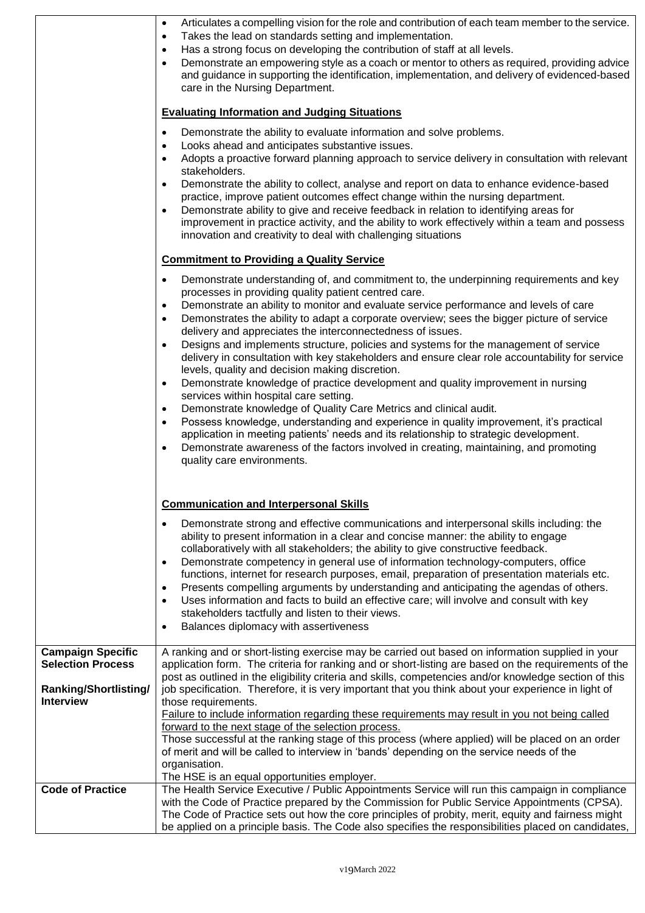| | |
|---|---|
| | • Articulates a compelling vision for the role and contribution of each team member to the service.<br>• Takes the lead on standards setting and implementation.<br>• Has a strong focus on developing the contribution of staff at all levels.<br>• Demonstrate an empowering style as a coach or mentor to others as required, providing advice and guidance in supporting the identification, implementation, and delivery of evidenced-based care in the Nursing Department.<br><br>**Evaluating Information and Judging Situations**<br><br>• Demonstrate the ability to evaluate information and solve problems.<br>• Looks ahead and anticipates substantive issues.<br>• Adopts a proactive forward planning approach to service delivery in consultation with relevant stakeholders.<br>• Demonstrate the ability to collect, analyse and report on data to enhance evidence-based practice, improve patient outcomes effect change within the nursing department.<br>• Demonstrate ability to give and receive feedback in relation to identifying areas for improvement in practice activity, and the ability to work effectively within a team and possess innovation and creativity to deal with challenging situations<br><br>**Commitment to Providing a Quality Service**<br><br>• Demonstrate understanding of, and commitment to, the underpinning requirements and key processes in providing quality patient centred care.<br>• Demonstrate an ability to monitor and evaluate service performance and levels of care<br>• Demonstrates the ability to adapt a corporate overview; sees the bigger picture of service delivery and appreciates the interconnectedness of issues.<br>• Designs and implements structure, policies and systems for the management of service delivery in consultation with key stakeholders and ensure clear role accountability for service levels, quality and decision making discretion.<br>• Demonstrate knowledge of practice development and quality improvement in nursing services within hospital care setting.<br>• Demonstrate knowledge of Quality Care Metrics and clinical audit.<br>• Possess knowledge, understanding and experience in quality improvement, it's practical application in meeting patients' needs and its relationship to strategic development.<br>• Demonstrate awareness of the factors involved in creating, maintaining, and promoting quality care environments.<br><br>**Communication and Interpersonal Skills**<br><br>• Demonstrate strong and effective communications and interpersonal skills including: the ability to present information in a clear and concise manner: the ability to engage collaboratively with all stakeholders; the ability to give constructive feedback.<br>• Demonstrate competency in general use of information technology-computers, office functions, internet for research purposes, email, preparation of presentation materials etc.<br>• Presents compelling arguments by understanding and anticipating the agendas of others.<br>• Uses information and facts to build an effective care; will involve and consult with key stakeholders tactfully and listen to their views.<br>• Balances diplomacy with assertiveness |
| **Campaign Specific Selection Process**<br><br>**Ranking/Shortlisting/ Interview** | A ranking and or short-listing exercise may be carried out based on information supplied in your application form. The criteria for ranking and or short-listing are based on the requirements of the post as outlined in the eligibility criteria and skills, competencies and/or knowledge section of this job specification. Therefore, it is very important that you think about your experience in light of those requirements.<br>Failure to include information regarding these requirements may result in you not being called forward to the next stage of the selection process.<br>Those successful at the ranking stage of this process (where applied) will be placed on an order of merit and will be called to interview in 'bands' depending on the service needs of the organisation.<br>The HSE is an equal opportunities employer. |
| **Code of Practice** | The Health Service Executive / Public Appointments Service will run this campaign in compliance with the Code of Practice prepared by the Commission for Public Service Appointments (CPSA). The Code of Practice sets out how the core principles of probity, merit, equity and fairness might be applied on a principle basis. The Code also specifies the responsibilities placed on candidates, |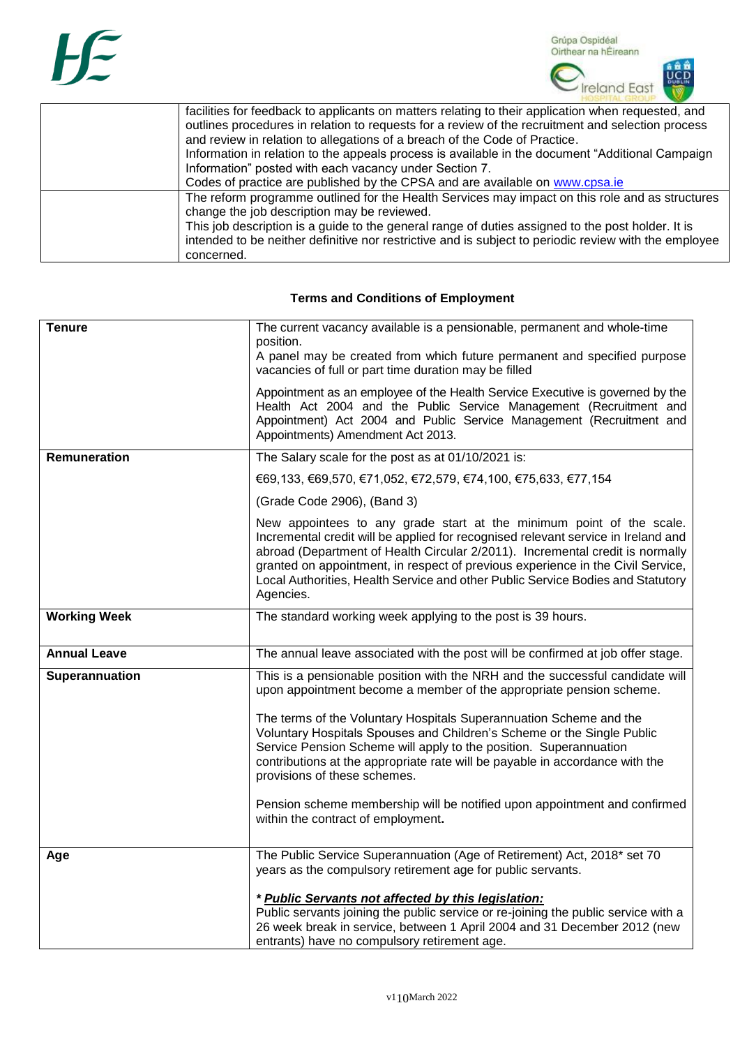| | |
|---|---|
| | facilities for feedback to applicants on matters relating to their application when requested, and outlines procedures in relation to requests for a review of the recruitment and selection process and review in relation to allegations of a breach of the Code of Practice.<br>Information in relation to the appeals process is available in the document "Additional Campaign Information" posted with each vacancy under Section 7.<br>Codes of practice are published by the CPSA and are available on www.cpsa.ie |
| | The reform programme outlined for the Health Services may impact on this role and as structures change the job description may be reviewed.<br>This job description is a guide to the general range of duties assigned to the post holder. It is intended to be neither definitive nor restrictive and is subject to periodic review with the employee concerned. |

## Terms and Conditions of Employment

| | |
|---|---|
| **Tenure** | The current vacancy available is a pensionable, permanent and whole-time position.<br>A panel may be created from which future permanent and specified purpose vacancies of full or part time duration may be filled<br><br>Appointment as an employee of the Health Service Executive is governed by the Health Act 2004 and the Public Service Management (Recruitment and Appointment) Act 2004 and Public Service Management (Recruitment and Appointments) Amendment Act 2013. |
| **Remuneration** | The Salary scale for the post as at 01/10/2021 is:<br><br>€69,133, €69,570, €71,052, €72,579, €74,100, €75,633, €77,154<br><br>(Grade Code 2906), (Band 3)<br><br>New appointees to any grade start at the minimum point of the scale. Incremental credit will be applied for recognised relevant service in Ireland and abroad (Department of Health Circular 2/2011). Incremental credit is normally granted on appointment, in respect of previous experience in the Civil Service, Local Authorities, Health Service and other Public Service Bodies and Statutory Agencies. |
| **Working Week** | The standard working week applying to the post is 39 hours. |
| **Annual Leave** | The annual leave associated with the post will be confirmed at job offer stage. |
| **Superannuation** | This is a pensionable position with the NRH and the successful candidate will upon appointment become a member of the appropriate pension scheme.<br><br>The terms of the Voluntary Hospitals Superannuation Scheme and the Voluntary Hospitals Spouses and Children's Scheme or the Single Public Service Pension Scheme will apply to the position. Superannuation contributions at the appropriate rate will be payable in accordance with the provisions of these schemes.<br><br>Pension scheme membership will be notified upon appointment and confirmed within the contract of employment**.** |
| **Age** | The Public Service Superannuation (Age of Retirement) Act, 2018* set 70 years as the compulsory retirement age for public servants.<br><br>***Public Servants not affected by this legislation:***<br>Public servants joining the public service or re-joining the public service with a 26 week break in service, between 1 April 2004 and 31 December 2012 (new entrants) have no compulsory retirement age. |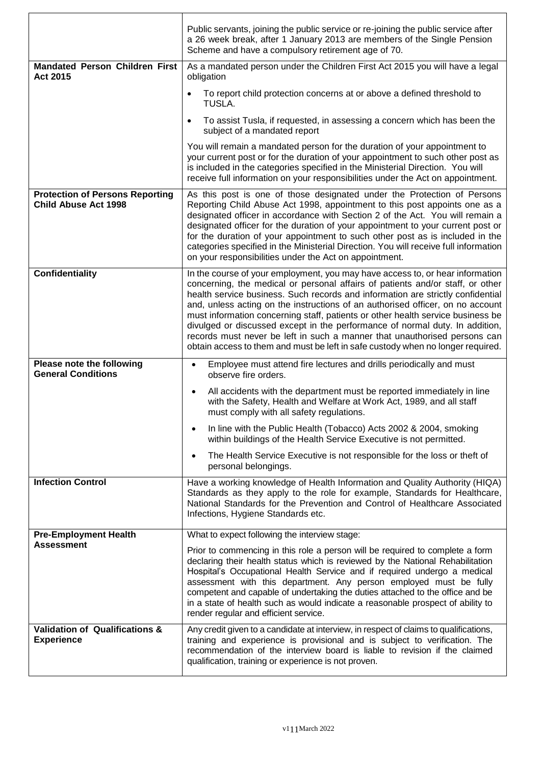| | |
|---|---|
| | Public servants, joining the public service or re-joining the public service after a 26 week break, after 1 January 2013 are members of the Single Pension Scheme and have a compulsory retirement age of 70. |
| **Mandated Person Children First Act 2015** | As a mandated person under the Children First Act 2015 you will have a legal obligation<br>• To report child protection concerns at or above a defined threshold to TUSLA.<br>• To assist Tusla, if requested, in assessing a concern which has been the subject of a mandated report<br>You will remain a mandated person for the duration of your appointment to your current post or for the duration of your appointment to such other post as is included in the categories specified in the Ministerial Direction. You will receive full information on your responsibilities under the Act on appointment. |
| **Protection of Persons Reporting Child Abuse Act 1998** | As this post is one of those designated under the Protection of Persons Reporting Child Abuse Act 1998, appointment to this post appoints one as a designated officer in accordance with Section 2 of the Act. You will remain a designated officer for the duration of your appointment to your current post or for the duration of your appointment to such other post as is included in the categories specified in the Ministerial Direction. You will receive full information on your responsibilities under the Act on appointment. |
| **Confidentiality** | In the course of your employment, you may have access to, or hear information concerning, the medical or personal affairs of patients and/or staff, or other health service business. Such records and information are strictly confidential and, unless acting on the instructions of an authorised officer, on no account must information concerning staff, patients or other health service business be divulged or discussed except in the performance of normal duty. In addition, records must never be left in such a manner that unauthorised persons can obtain access to them and must be left in safe custody when no longer required. |
| **Please note the following General Conditions** | • Employee must attend fire lectures and drills periodically and must observe fire orders.<br>• All accidents with the department must be reported immediately in line with the Safety, Health and Welfare at Work Act, 1989, and all staff must comply with all safety regulations.<br>• In line with the Public Health (Tobacco) Acts 2002 & 2004, smoking within buildings of the Health Service Executive is not permitted.<br>• The Health Service Executive is not responsible for the loss or theft of personal belongings. |
| **Infection Control** | Have a working knowledge of Health Information and Quality Authority (HIQA) Standards as they apply to the role for example, Standards for Healthcare, National Standards for the Prevention and Control of Healthcare Associated Infections, Hygiene Standards etc. |
| **Pre-Employment Health Assessment** | What to expect following the interview stage:<br>Prior to commencing in this role a person will be required to complete a form declaring their health status which is reviewed by the National Rehabilitation Hospital's Occupational Health Service and if required undergo a medical assessment with this department. Any person employed must be fully competent and capable of undertaking the duties attached to the office and be in a state of health such as would indicate a reasonable prospect of ability to render regular and efficient service. |
| **Validation of Qualifications & Experience** | Any credit given to a candidate at interview, in respect of claims to qualifications, training and experience is provisional and is subject to verification. The recommendation of the interview board is liable to revision if the claimed qualification, training or experience is not proven. |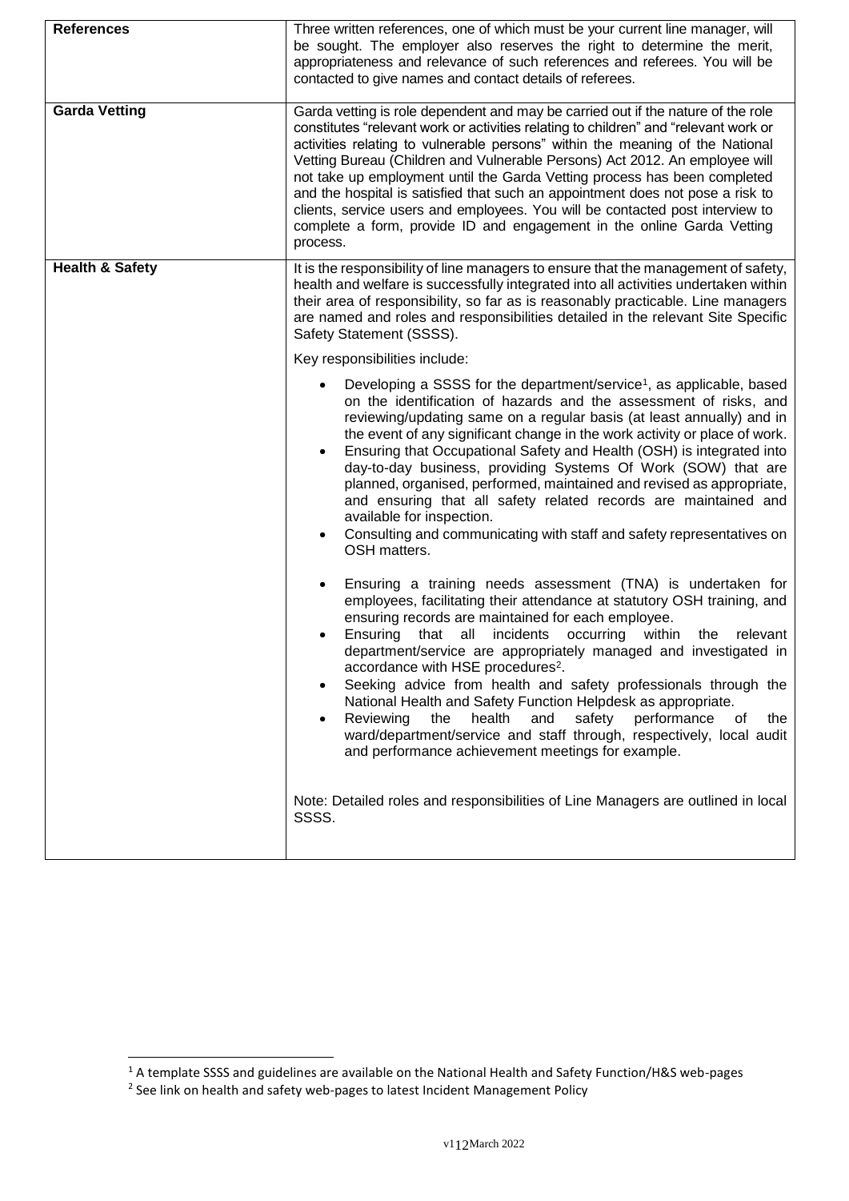| | |
|---|---|
| **References** | Three written references, one of which must be your current line manager, will be sought. The employer also reserves the right to determine the merit, appropriateness and relevance of such references and referees. You will be contacted to give names and contact details of referees. |
| **Garda Vetting** | Garda vetting is role dependent and may be carried out if the nature of the role constitutes "relevant work or activities relating to children" and "relevant work or activities relating to vulnerable persons" within the meaning of the National Vetting Bureau (Children and Vulnerable Persons) Act 2012. An employee will not take up employment until the Garda Vetting process has been completed and the hospital is satisfied that such an appointment does not pose a risk to clients, service users and employees. You will be contacted post interview to complete a form, provide ID and engagement in the online Garda Vetting process. |
| **Health & Safety** | It is the responsibility of line managers to ensure that the management of safety, health and welfare is successfully integrated into all activities undertaken within their area of responsibility, so far as is reasonably practicable. Line managers are named and roles and responsibilities detailed in the relevant Site Specific Safety Statement (SSSS).<br><br>Key responsibilities include:<br><br>• Developing a SSSS for the department/service[1], as applicable, based on the identification of hazards and the assessment of risks, and reviewing/updating same on a regular basis (at least annually) and in the event of any significant change in the work activity or place of work.<br>• Ensuring that Occupational Safety and Health (OSH) is integrated into day-to-day business, providing Systems Of Work (SOW) that are planned, organised, performed, maintained and revised as appropriate, and ensuring that all safety related records are maintained and available for inspection.<br>• Consulting and communicating with staff and safety representatives on OSH matters.<br><br>• Ensuring a training needs assessment (TNA) is undertaken for employees, facilitating their attendance at statutory OSH training, and ensuring records are maintained for each employee.<br>• Ensuring that all incidents occurring within the relevant department/service are appropriately managed and investigated in accordance with HSE procedures[2].<br>• Seeking advice from health and safety professionals through the National Health and Safety Function Helpdesk as appropriate.<br>• Reviewing the health and safety performance of the ward/department/service and staff through, respectively, local audit and performance achievement meetings for example.<br><br>Note: Detailed roles and responsibilities of Line Managers are outlined in local SSSS. |

[1] A template SSSS and guidelines are available on the National Health and Safety Function/H&S web-pages

[2] See link on health and safety web-pages to latest Incident Management Policy

v1 March 2022